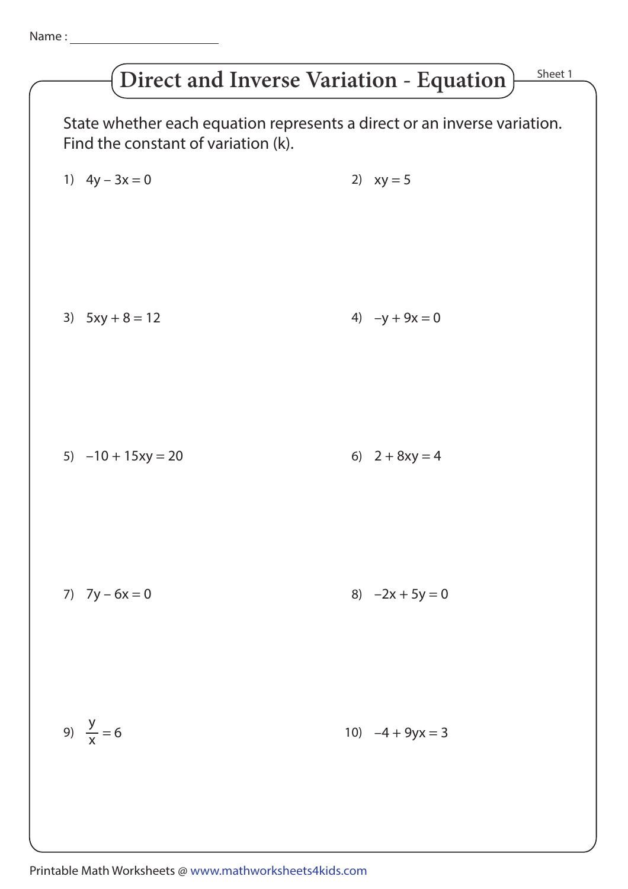Name : ______________________

# Direct and Inverse Variation - Equation

Sheet 1

State whether each equation represents a direct or an inverse variation. Find the constant of variation (k).

1) $4y - 3x = 0$

2) $xy = 5$

3) $5xy + 8 = 12$

4) $-y + 9x = 0$

5) $-10 + 15xy = 20$

6) $2 + 8xy = 4$

7) $7y - 6x = 0$

8) $-2x + 5y = 0$

9) $\frac{y}{x} = 6$

10) $-4 + 9yx = 3$

Printable Math Worksheets @ www.mathworksheets4kids.com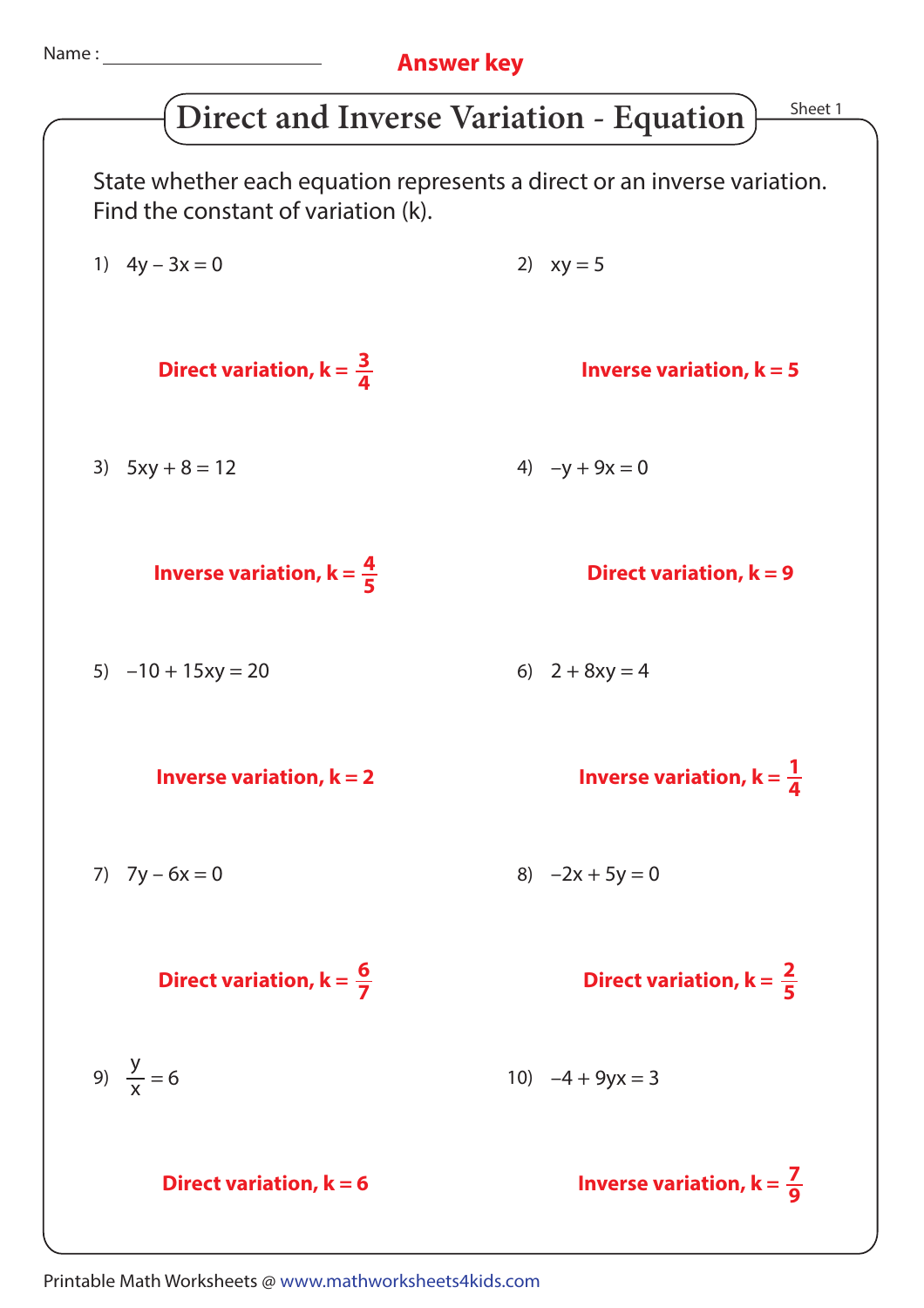Name : ______________________

**Answer key**

# Direct and Inverse Variation - Equation

Sheet 1

State whether each equation represents a direct or an inverse variation. Find the constant of variation (k).

1) $4y - 3x = 0$

**Direct variation, $k = \frac{3}{4}$**

2) $xy = 5$

**Inverse variation, $k = 5$**

3) $5xy + 8 = 12$

**Inverse variation, $k = \frac{4}{5}$**

4) $-y + 9x = 0$

**Direct variation, $k = 9$**

5) $-10 + 15xy = 20$

**Inverse variation, $k = 2$**

6) $2 + 8xy = 4$

**Inverse variation, $k = \frac{1}{4}$**

7) $7y - 6x = 0$

**Direct variation, $k = \frac{6}{7}$**

8) $-2x + 5y = 0$

**Direct variation, $k = \frac{2}{5}$**

9) $\frac{y}{x} = 6$

**Direct variation, $k = 6$**

10) $-4 + 9yx = 3$

**Inverse variation, $k = \frac{7}{9}$**

Printable Math Worksheets @ www.mathworksheets4kids.com